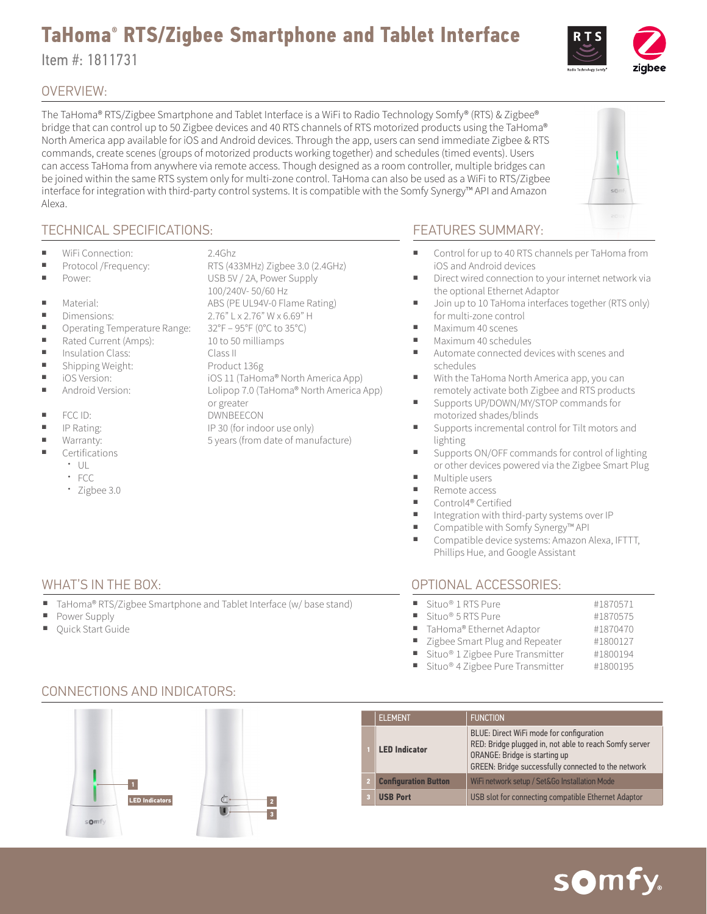# TaHoma® RTS/Zigbee Smartphone and Tablet Interface

Item #: 1811731

## OVERVIEW:

The TaHoma® RTS/Zigbee Smartphone and Tablet Interface is a WiFi to Radio Technology Somfy® (RTS) & Zigbee® bridge that can control up to 50 Zigbee devices and 40 RTS channels of RTS motorized products using the TaHoma® North America app available for iOS and Android devices. Through the app, users can send immediate Zigbee & RTS commands, create scenes (groups of motorized products working together) and schedules (timed events). Users can access TaHoma from anywhere via remote access. Though designed as a room controller, multiple bridges can be joined within the same RTS system only for multi-zone control. TaHoma can also be used as a WiFi to RTS/Zigbee interface for integration with third-party control systems. It is compatible with the Somfy Synergy™ API and Amazon Alexa.

## TECHNICAL SPECIFICATIONS:

- WiFi Connection: 2.4Ghz
- Protocol /Frequency: RTS (433MHz) Zigbee 3.0 (2.4GHz)
- Power: USB 5V / 2A, Power Supply 100/240V- 50/60 Hz
- Material: ABS (PE UL94V-0 Flame Rating)
- Dimensions: 2.76" L x 2.76" W x 6.69" H
- Operating Temperature Range: 32°F – 95°F (0°C to 35°C)
- Rated Current (Amps): 10 to 50 milliamps
- Insulation Class: Class II
- Shipping Weight: Product 136g
- iOS Version: iOS 11 (TaHoma® North America App)
- Android Version: Lolipop 7.0 (TaHoma® North America App) or greater
- FCC ID: DWNBEECON
- IP Rating: IP 30 (for indoor use only)
- Warranty: 5 years (from date of manufacture)
- Certifications
  - UL
  - FCC
  - Zigbee 3.0

## FEATURES SUMMARY:

- Control for up to 40 RTS channels per TaHoma from iOS and Android devices
- Direct wired connection to your internet network via the optional Ethernet Adaptor
- Join up to 10 TaHoma interfaces together (RTS only) for multi-zone control
- Maximum 40 scenes
- Maximum 40 schedules
- Automate connected devices with scenes and schedules
- With the TaHoma North America app, you can remotely activate both Zigbee and RTS products
- Supports UP/DOWN/MY/STOP commands for motorized shades/blinds
- Supports incremental control for Tilt motors and lighting
- Supports ON/OFF commands for control of lighting or other devices powered via the Zigbee Smart Plug
- Multiple users
- Remote access
- Control4® Certified
- Integration with third-party systems over IP
- Compatible with Somfy Synergy™ API
- Compatible device systems: Amazon Alexa, IFTTT, Phillips Hue, and Google Assistant

## WHAT'S IN THE BOX:

- TaHoma® RTS/Zigbee Smartphone and Tablet Interface (w/ base stand)
- Power Supply
- Quick Start Guide

## OPTIONAL ACCESSORIES:

- Situo® 1 RTS Pure #1870571
- Situo® 5 RTS Pure #1870575
- TaHoma® Ethernet Adaptor #1870470
- Zigbee Smart Plug and Repeater #1800127
- Situo® 1 Zigbee Pure Transmitter #1800194
- Situo® 4 Zigbee Pure Transmitter #1800195

## CONNECTIONS AND INDICATORS:

1 LED Indicators

2

3

| | ELEMENT | FUNCTION |
|---|---|---|
| 1 | **LED Indicator** | BLUE: Direct WiFi mode for configuration<br>RED: Bridge plugged in, not able to reach Somfy server<br>ORANGE: Bridge is starting up<br>GREEN: Bridge successfully connected to the network |
| 2 | **Configuration Button** | WiFi network setup / Set&Go Installation Mode |
| 3 | **USB Port** | USB slot for connecting compatible Ethernet Adaptor |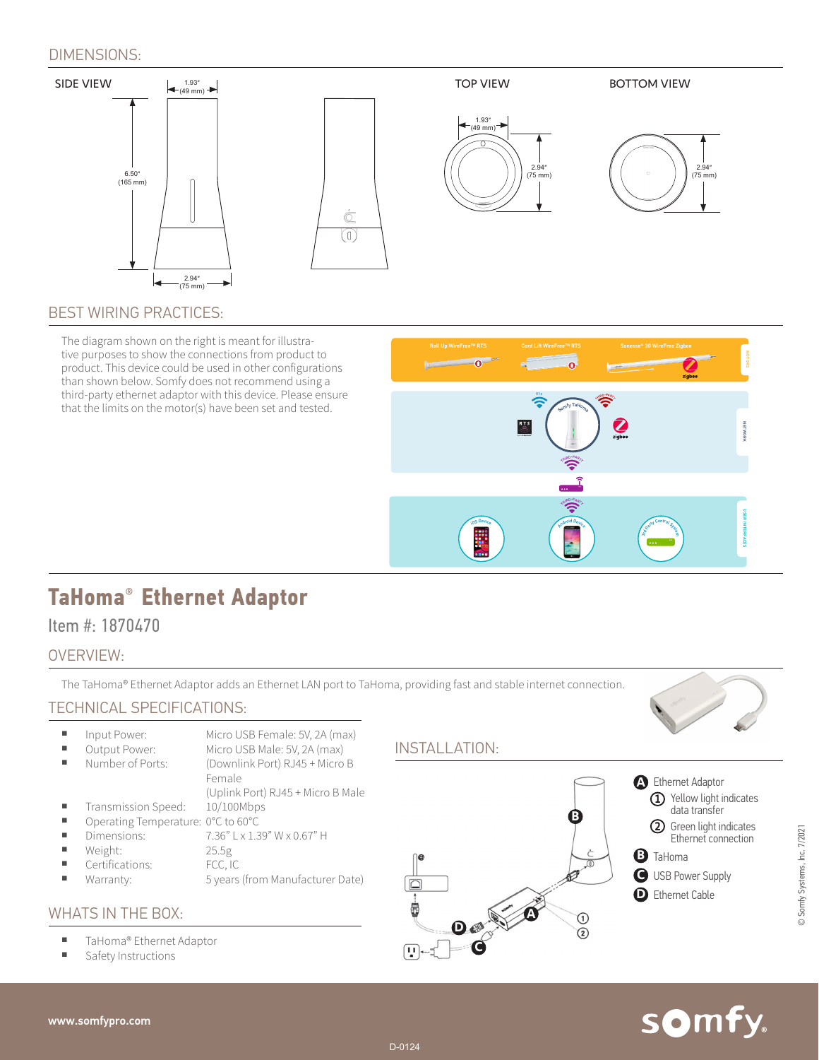## DIMENSIONS:

SIDE VIEW

1.93" (49 mm)

6.50" (165 mm)

2.94" (75 mm)

TOP VIEW

1.93" (49 mm)

2.94" (75 mm)

BOTTOM VIEW

2.94" (75 mm)

## BEST WIRING PRACTICES:

The diagram shown on the right is meant for illustrative purposes to show the connections from product to product. This device could be used in other configurations than shown below. Somfy does not recommend using a third-party ethernet adaptor with this device. Please ensure that the limits on the motor(s) have been set and tested.

Roll Up WireFree™ RTS

Cord Lift WireFree™ RTS

Sonesse® 30 WireFree Zigbee

MOTORS

RTS

THIRD-PARTY

Somfy TaHoma

zigbee

NETWORK

THIRD-PARTY

THIRD-PARTY

iOS Device

Android Device

3rd Party Control System

USER INTERFACES

# TaHoma® Ethernet Adaptor

Item #: 1870470

## OVERVIEW:

The TaHoma® Ethernet Adaptor adds an Ethernet LAN port to TaHoma, providing fast and stable internet connection.

## TECHNICAL SPECIFICATIONS:

| | |
|---|---|
| Input Power: | Micro USB Female: 5V, 2A (max) |
| Output Power: | Micro USB Male: 5V, 2A (max) |
| Number of Ports: | (Downlink Port) RJ45 + Micro B Female<br>(Uplink Port) RJ45 + Micro B Male |
| Transmission Speed: | 10/100Mbps |
| Operating Temperature: | 0°C to 60°C |
| Dimensions: | 7.36" L x 1.39" W x 0.67" H |
| Weight: | 25.5g |
| Certifications: | FCC, IC |
| Warranty: | 5 years (from Manufacturer Date) |

## WHATS IN THE BOX:

- TaHoma® Ethernet Adaptor
- Safety Instructions

## INSTALLATION:

- **A** Ethernet Adaptor
  - ① Yellow light indicates data transfer
  - ② Green light indicates Ethernet connection
- **B** TaHoma
- **C** USB Power Supply
- **D** Ethernet Cable

© Somfy Systems, Inc. 7/2021

www.somfypro.com

somfy

D-0124